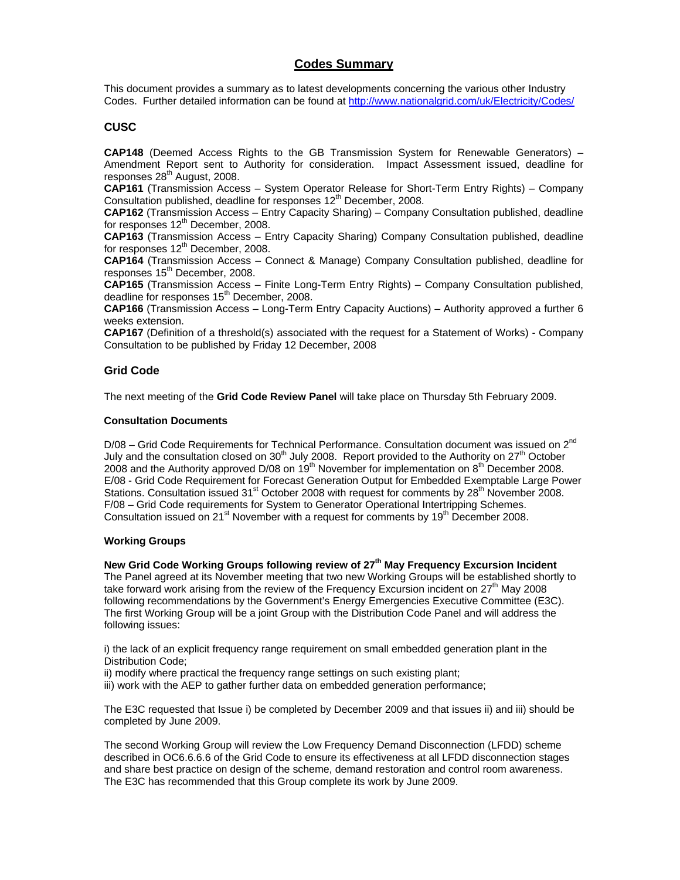# Codes Summary

This document provides a summary as to latest developments concerning the various other Industry Codes. Further detailed information can be found at http://www.nationalgrid.com/uk/Electricity/Codes/

## CUSC

**CAP148** (Deemed Access Rights to the GB Transmission System for Renewable Generators) – Amendment Report sent to Authority for consideration. Impact Assessment issued, deadline for responses 28th August, 2008.

**CAP161** (Transmission Access – System Operator Release for Short-Term Entry Rights) – Company Consultation published, deadline for responses 12th December, 2008.

**CAP162** (Transmission Access – Entry Capacity Sharing) – Company Consultation published, deadline for responses 12th December, 2008.

**CAP163** (Transmission Access – Entry Capacity Sharing) Company Consultation published, deadline for responses 12th December, 2008.

**CAP164** (Transmission Access – Connect & Manage) Company Consultation published, deadline for responses 15th December, 2008.

**CAP165** (Transmission Access – Finite Long-Term Entry Rights) – Company Consultation published, deadline for responses 15th December, 2008.

**CAP166** (Transmission Access – Long-Term Entry Capacity Auctions) – Authority approved a further 6 weeks extension.

**CAP167** (Definition of a threshold(s) associated with the request for a Statement of Works) - Company Consultation to be published by Friday 12 December, 2008

## Grid Code

The next meeting of the **Grid Code Review Panel** will take place on Thursday 5th February 2009.

### Consultation Documents

D/08 – Grid Code Requirements for Technical Performance. Consultation document was issued on 2nd July and the consultation closed on 30th July 2008. Report provided to the Authority on 27th October 2008 and the Authority approved D/08 on 19th November for implementation on 8th December 2008.
E/08 - Grid Code Requirement for Forecast Generation Output for Embedded Exemptable Large Power Stations. Consultation issued 31st October 2008 with request for comments by 28th November 2008.
F/08 – Grid Code requirements for System to Generator Operational Intertripping Schemes. Consultation issued on 21st November with a request for comments by 19th December 2008.

### Working Groups

**New Grid Code Working Groups following review of 27th May Frequency Excursion Incident**
The Panel agreed at its November meeting that two new Working Groups will be established shortly to take forward work arising from the review of the Frequency Excursion incident on 27th May 2008 following recommendations by the Government's Energy Emergencies Executive Committee (E3C). The first Working Group will be a joint Group with the Distribution Code Panel and will address the following issues:

i) the lack of an explicit frequency range requirement on small embedded generation plant in the Distribution Code;
ii) modify where practical the frequency range settings on such existing plant;
iii) work with the AEP to gather further data on embedded generation performance;

The E3C requested that Issue i) be completed by December 2009 and that issues ii) and iii) should be completed by June 2009.

The second Working Group will review the Low Frequency Demand Disconnection (LFDD) scheme described in OC6.6.6.6 of the Grid Code to ensure its effectiveness at all LFDD disconnection stages and share best practice on design of the scheme, demand restoration and control room awareness. The E3C has recommended that this Group complete its work by June 2009.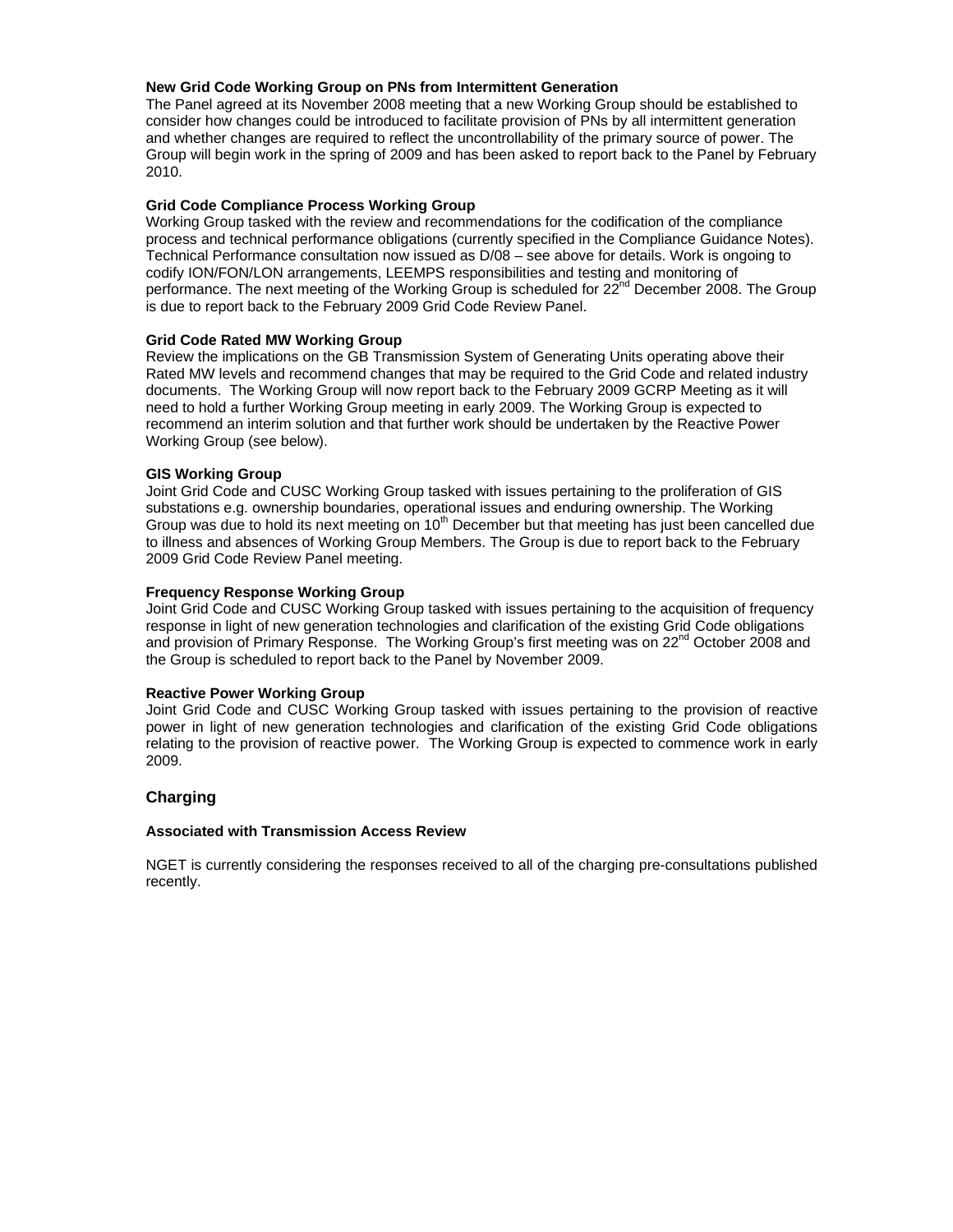**New Grid Code Working Group on PNs from Intermittent Generation**

The Panel agreed at its November 2008 meeting that a new Working Group should be established to consider how changes could be introduced to facilitate provision of PNs by all intermittent generation and whether changes are required to reflect the uncontrollability of the primary source of power. The Group will begin work in the spring of 2009 and has been asked to report back to the Panel by February 2010.

**Grid Code Compliance Process Working Group**

Working Group tasked with the review and recommendations for the codification of the compliance process and technical performance obligations (currently specified in the Compliance Guidance Notes). Technical Performance consultation now issued as D/08 – see above for details. Work is ongoing to codify ION/FON/LON arrangements, LEEMPS responsibilities and testing and monitoring of performance. The next meeting of the Working Group is scheduled for 22nd December 2008. The Group is due to report back to the February 2009 Grid Code Review Panel.

**Grid Code Rated MW Working Group**

Review the implications on the GB Transmission System of Generating Units operating above their Rated MW levels and recommend changes that may be required to the Grid Code and related industry documents. The Working Group will now report back to the February 2009 GCRP Meeting as it will need to hold a further Working Group meeting in early 2009. The Working Group is expected to recommend an interim solution and that further work should be undertaken by the Reactive Power Working Group (see below).

**GIS Working Group**

Joint Grid Code and CUSC Working Group tasked with issues pertaining to the proliferation of GIS substations e.g. ownership boundaries, operational issues and enduring ownership. The Working Group was due to hold its next meeting on 10th December but that meeting has just been cancelled due to illness and absences of Working Group Members. The Group is due to report back to the February 2009 Grid Code Review Panel meeting.

**Frequency Response Working Group**

Joint Grid Code and CUSC Working Group tasked with issues pertaining to the acquisition of frequency response in light of new generation technologies and clarification of the existing Grid Code obligations and provision of Primary Response. The Working Group's first meeting was on 22nd October 2008 and the Group is scheduled to report back to the Panel by November 2009.

**Reactive Power Working Group**

Joint Grid Code and CUSC Working Group tasked with issues pertaining to the provision of reactive power in light of new generation technologies and clarification of the existing Grid Code obligations relating to the provision of reactive power. The Working Group is expected to commence work in early 2009.

## Charging

**Associated with Transmission Access Review**

NGET is currently considering the responses received to all of the charging pre-consultations published recently.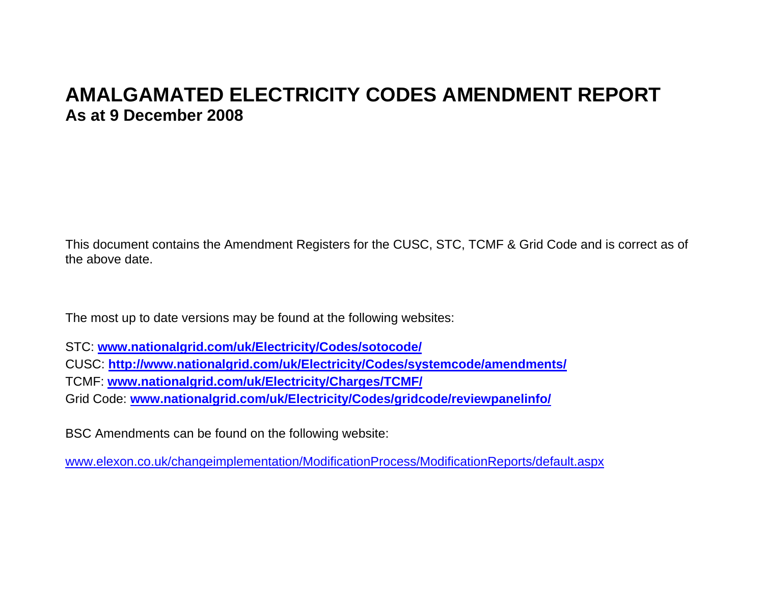# AMALGAMATED ELECTRICITY CODES AMENDMENT REPORT

**As at 9 December 2008**

This document contains the Amendment Registers for the CUSC, STC, TCMF & Grid Code and is correct as of the above date.

The most up to date versions may be found at the following websites:

STC: **www.nationalgrid.com/uk/Electricity/Codes/sotocode/**  
CUSC: **http://www.nationalgrid.com/uk/Electricity/Codes/systemcode/amendments/**  
TCMF: **www.nationalgrid.com/uk/Electricity/Charges/TCMF/**  
Grid Code: **www.nationalgrid.com/uk/Electricity/Codes/gridcode/reviewpanelinfo/**

BSC Amendments can be found on the following website:

www.elexon.co.uk/changeimplementation/ModificationProcess/ModificationReports/default.aspx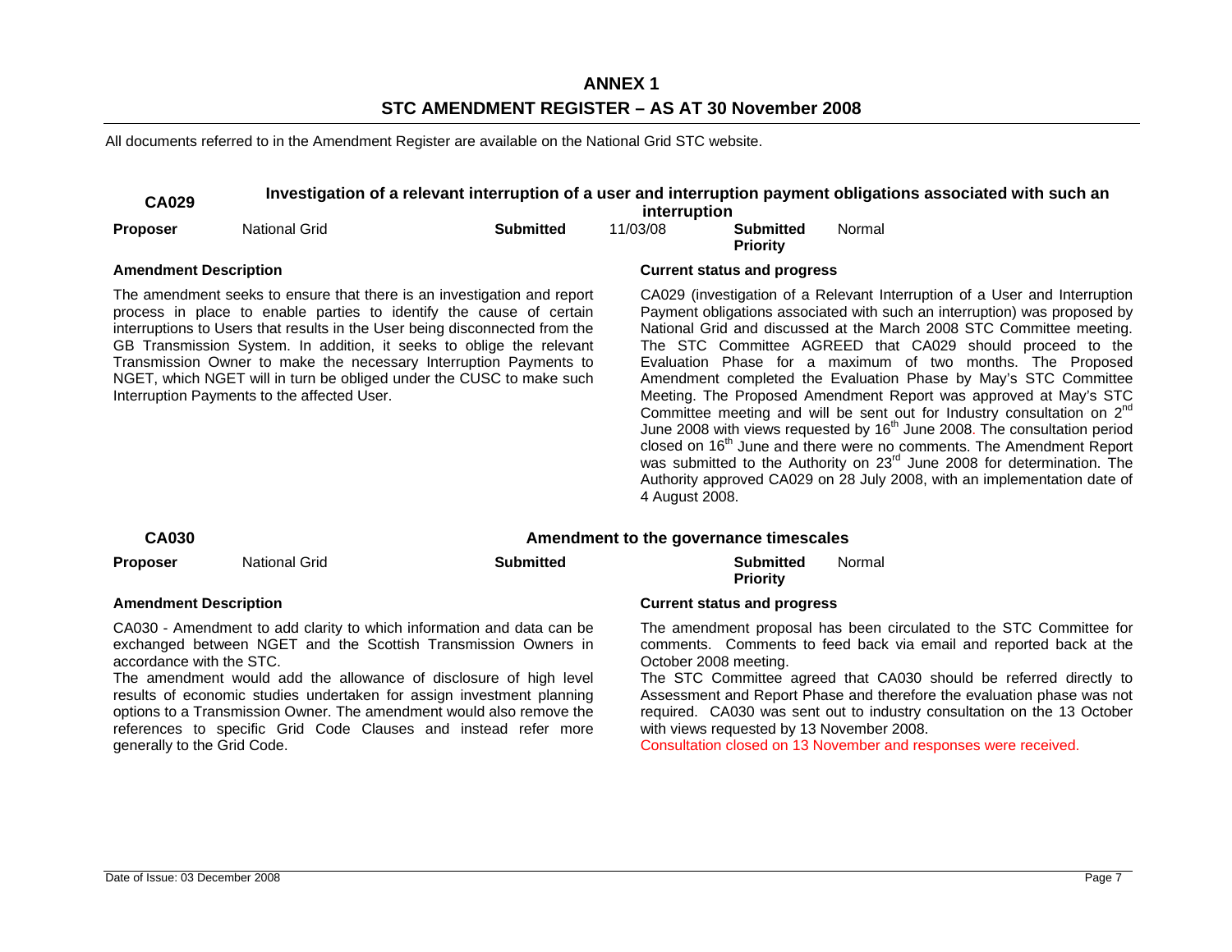# ANNEX 1

## STC AMENDMENT REGISTER – AS AT 30 November 2008

All documents referred to in the Amendment Register are available on the National Grid STC website.

### CA029 Investigation of a relevant interruption of a user and interruption payment obligations associated with such an interruption

| **Proposer** | National Grid | **Submitted** | 11/03/08 | **Submitted Priority** | Normal |
|---|---|---|---|---|---|

**Amendment Description**

The amendment seeks to ensure that there is an investigation and report process in place to enable parties to identify the cause of certain interruptions to Users that results in the User being disconnected from the GB Transmission System. In addition, it seeks to oblige the relevant Transmission Owner to make the necessary Interruption Payments to NGET, which NGET will in turn be obliged under the CUSC to make such Interruption Payments to the affected User.

**Current status and progress**

CA029 (investigation of a Relevant Interruption of a User and Interruption Payment obligations associated with such an interruption) was proposed by National Grid and discussed at the March 2008 STC Committee meeting. The STC Committee AGREED that CA029 should proceed to the Evaluation Phase for a maximum of two months. The Proposed Amendment completed the Evaluation Phase by May's STC Committee Meeting. The Proposed Amendment Report was approved at May's STC Committee meeting and will be sent out for Industry consultation on 2nd June 2008 with views requested by 16th June 2008. The consultation period closed on 16th June and there were no comments. The Amendment Report was submitted to the Authority on 23rd June 2008 for determination. The Authority approved CA029 on 28 July 2008, with an implementation date of 4 August 2008.

### CA030 Amendment to the governance timescales

| **Proposer** | National Grid | **Submitted** | | **Submitted Priority** | Normal |
|---|---|---|---|---|---|

**Amendment Description**

CA030 - Amendment to add clarity to which information and data can be exchanged between NGET and the Scottish Transmission Owners in accordance with the STC.

The amendment would add the allowance of disclosure of high level results of economic studies undertaken for assign investment planning options to a Transmission Owner. The amendment would also remove the references to specific Grid Code Clauses and instead refer more generally to the Grid Code.

**Current status and progress**

The amendment proposal has been circulated to the STC Committee for comments. Comments to feed back via email and reported back at the October 2008 meeting.

The STC Committee agreed that CA030 should be referred directly to Assessment and Report Phase and therefore the evaluation phase was not required. CA030 was sent out to industry consultation on the 13 October with views requested by 13 November 2008.

Consultation closed on 13 November and responses were received.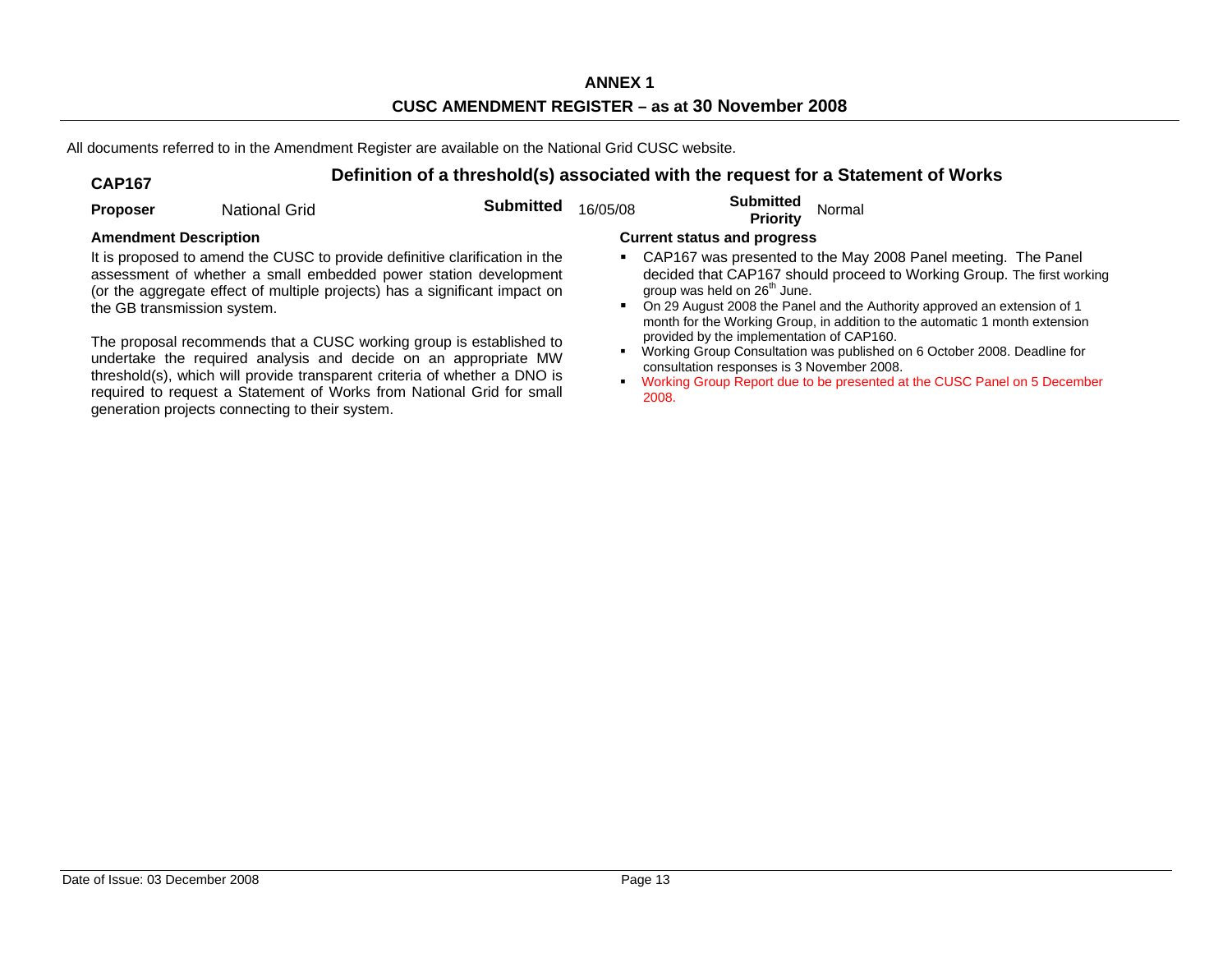**ANNEX 1**

**CUSC AMENDMENT REGISTER – as at 30 November 2008**

All documents referred to in the Amendment Register are available on the National Grid CUSC website.

## CAP167 — Definition of a threshold(s) associated with the request for a Statement of Works

**Proposer** National Grid **Submitted** 16/05/08 **Submitted Priority** Normal

**Amendment Description**

It is proposed to amend the CUSC to provide definitive clarification in the assessment of whether a small embedded power station development (or the aggregate effect of multiple projects) has a significant impact on the GB transmission system.

The proposal recommends that a CUSC working group is established to undertake the required analysis and decide on an appropriate MW threshold(s), which will provide transparent criteria of whether a DNO is required to request a Statement of Works from National Grid for small generation projects connecting to their system.

**Current status and progress**

- CAP167 was presented to the May 2008 Panel meeting. The Panel decided that CAP167 should proceed to Working Group. The first working group was held on 26th June.
- On 29 August 2008 the Panel and the Authority approved an extension of 1 month for the Working Group, in addition to the automatic 1 month extension provided by the implementation of CAP160.
- Working Group Consultation was published on 6 October 2008. Deadline for consultation responses is 3 November 2008.
- Working Group Report due to be presented at the CUSC Panel on 5 December 2008.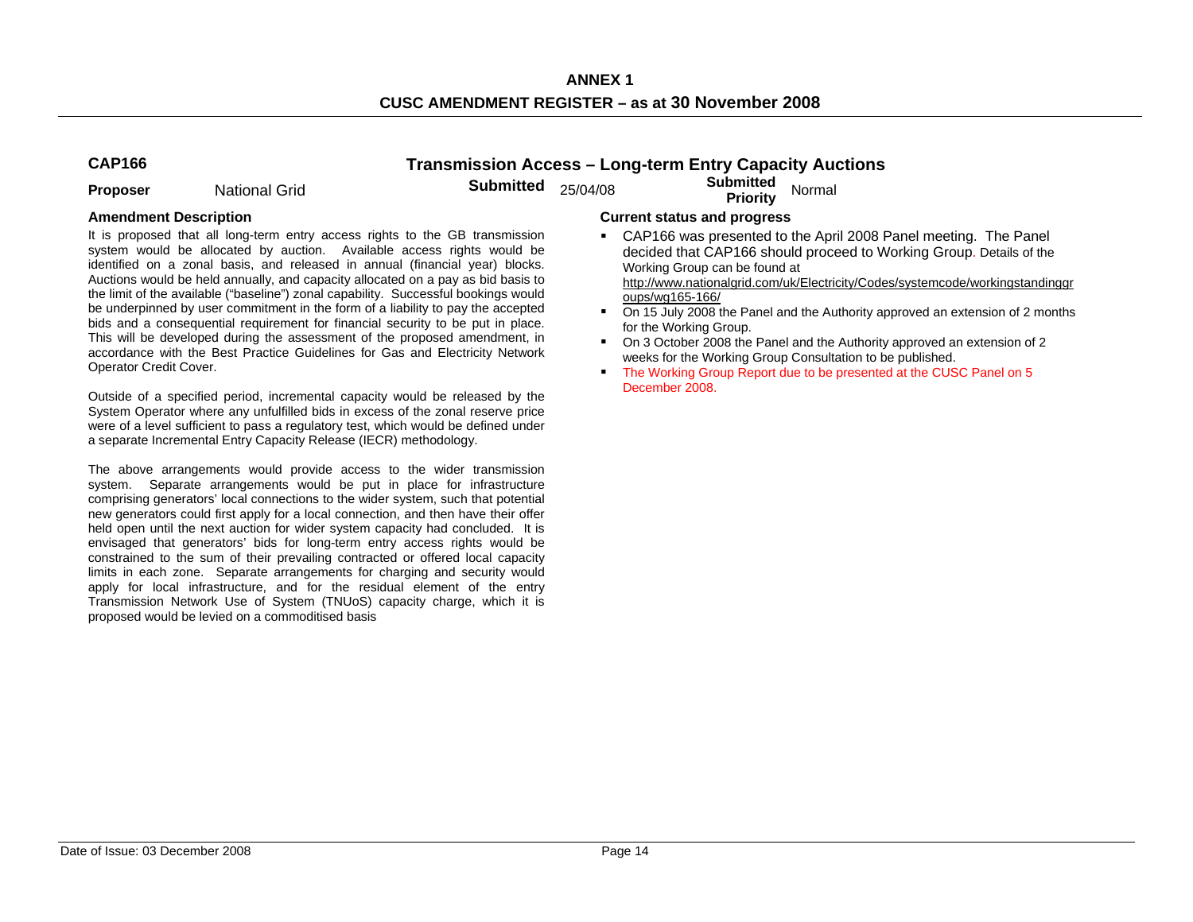**ANNEX 1**

**CUSC AMENDMENT REGISTER – as at 30 November 2008**

## CAP166 Transmission Access – Long-term Entry Capacity Auctions

**Proposer** National Grid **Submitted** 25/04/08 **Submitted Priority** Normal

### Amendment Description

It is proposed that all long-term entry access rights to the GB transmission system would be allocated by auction. Available access rights would be identified on a zonal basis, and released in annual (financial year) blocks. Auctions would be held annually, and capacity allocated on a pay as bid basis to the limit of the available ("baseline") zonal capability. Successful bookings would be underpinned by user commitment in the form of a liability to pay the accepted bids and a consequential requirement for financial security to be put in place. This will be developed during the assessment of the proposed amendment, in accordance with the Best Practice Guidelines for Gas and Electricity Network Operator Credit Cover.

Outside of a specified period, incremental capacity would be released by the System Operator where any unfulfilled bids in excess of the zonal reserve price were of a level sufficient to pass a regulatory test, which would be defined under a separate Incremental Entry Capacity Release (IECR) methodology.

The above arrangements would provide access to the wider transmission system. Separate arrangements would be put in place for infrastructure comprising generators' local connections to the wider system, such that potential new generators could first apply for a local connection, and then have their offer held open until the next auction for wider system capacity had concluded. It is envisaged that generators' bids for long-term entry access rights would be constrained to the sum of their prevailing contracted or offered local capacity limits in each zone. Separate arrangements for charging and security would apply for local infrastructure, and for the residual element of the entry Transmission Network Use of System (TNUoS) capacity charge, which it is proposed would be levied on a commoditised basis

### Current status and progress

- CAP166 was presented to the April 2008 Panel meeting. The Panel decided that CAP166 should proceed to Working Group. Details of the Working Group can be found at http://www.nationalgrid.com/uk/Electricity/Codes/systemcode/workingstandinggroups/wg165-166/
- On 15 July 2008 the Panel and the Authority approved an extension of 2 months for the Working Group.
- On 3 October 2008 the Panel and the Authority approved an extension of 2 weeks for the Working Group Consultation to be published.
- The Working Group Report due to be presented at the CUSC Panel on 5 December 2008.

Date of Issue: 03 December 2008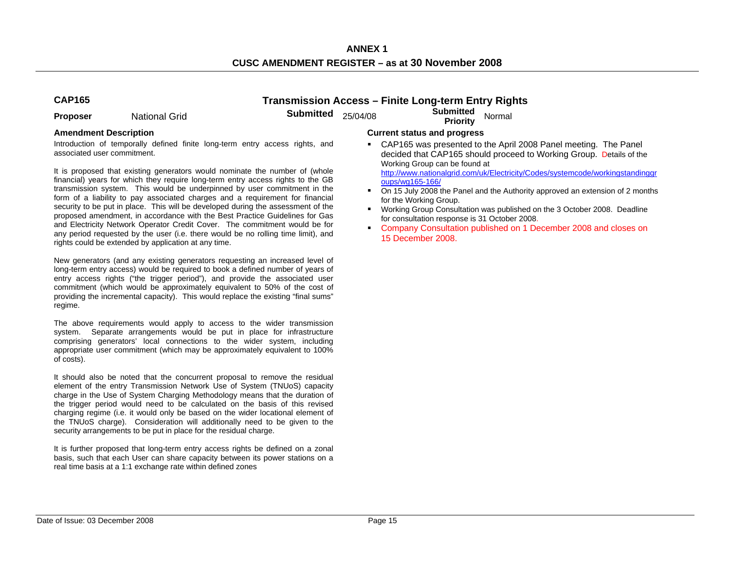# ANNEX 1

## CUSC AMENDMENT REGISTER – as at 30 November 2008

### CAP165 — Transmission Access – Finite Long-term Entry Rights

**Proposer** National Grid **Submitted** 25/04/08 **Submitted Priority** Normal

**Amendment Description**

Introduction of temporally defined finite long-term entry access rights, and associated user commitment.

It is proposed that existing generators would nominate the number of (whole financial) years for which they require long-term entry access rights to the GB transmission system. This would be underpinned by user commitment in the form of a liability to pay associated charges and a requirement for financial security to be put in place. This will be developed during the assessment of the proposed amendment, in accordance with the Best Practice Guidelines for Gas and Electricity Network Operator Credit Cover. The commitment would be for any period requested by the user (i.e. there would be no rolling time limit), and rights could be extended by application at any time.

New generators (and any existing generators requesting an increased level of long-term entry access) would be required to book a defined number of years of entry access rights ("the trigger period"), and provide the associated user commitment (which would be approximately equivalent to 50% of the cost of providing the incremental capacity). This would replace the existing "final sums" regime.

The above requirements would apply to access to the wider transmission system. Separate arrangements would be put in place for infrastructure comprising generators' local connections to the wider system, including appropriate user commitment (which may be approximately equivalent to 100% of costs).

It should also be noted that the concurrent proposal to remove the residual element of the entry Transmission Network Use of System (TNUoS) capacity charge in the Use of System Charging Methodology means that the duration of the trigger period would need to be calculated on the basis of this revised charging regime (i.e. it would only be based on the wider locational element of the TNUoS charge). Consideration will additionally need to be given to the security arrangements to be put in place for the residual charge.

It is further proposed that long-term entry access rights be defined on a zonal basis, such that each User can share capacity between its power stations on a real time basis at a 1:1 exchange rate within defined zones

**Current status and progress**

- CAP165 was presented to the April 2008 Panel meeting. The Panel decided that CAP165 should proceed to Working Group. Details of the Working Group can be found at http://www.nationalgrid.com/uk/Electricity/Codes/systemcode/workingstandinggroups/wg165-166/
- On 15 July 2008 the Panel and the Authority approved an extension of 2 months for the Working Group.
- Working Group Consultation was published on the 3 October 2008. Deadline for consultation response is 31 October 2008.
- Company Consultation published on 1 December 2008 and closes on 15 December 2008.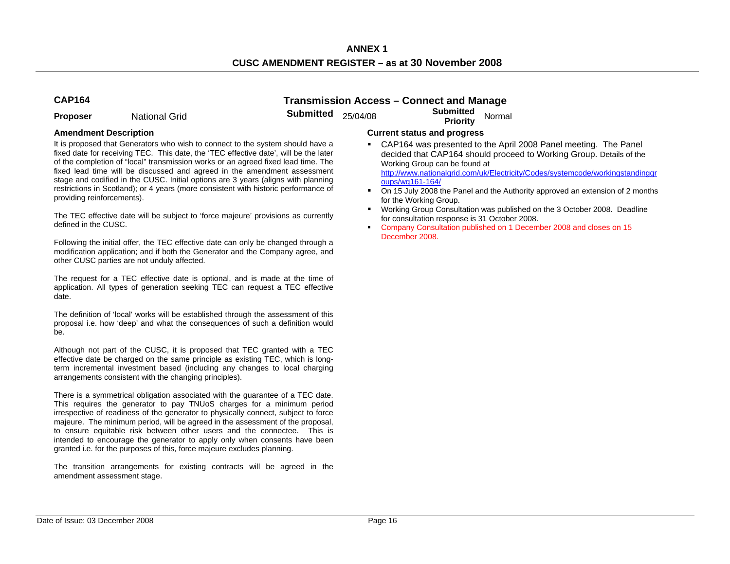## ANNEX 1

## CUSC AMENDMENT REGISTER – as at 30 November 2008

### CAP164 — Transmission Access – Connect and Manage

**Proposer** National Grid **Submitted** 25/04/08 **Submitted Priority** Normal

**Amendment Description**

It is proposed that Generators who wish to connect to the system should have a fixed date for receiving TEC. This date, the 'TEC effective date', will be the later of the completion of "local" transmission works or an agreed fixed lead time. The fixed lead time will be discussed and agreed in the amendment assessment stage and codified in the CUSC. Initial options are 3 years (aligns with planning restrictions in Scotland); or 4 years (more consistent with historic performance of providing reinforcements).

The TEC effective date will be subject to 'force majeure' provisions as currently defined in the CUSC.

Following the initial offer, the TEC effective date can only be changed through a modification application; and if both the Generator and the Company agree, and other CUSC parties are not unduly affected.

The request for a TEC effective date is optional, and is made at the time of application. All types of generation seeking TEC can request a TEC effective date.

The definition of 'local' works will be established through the assessment of this proposal i.e. how 'deep' and what the consequences of such a definition would be.

Although not part of the CUSC, it is proposed that TEC granted with a TEC effective date be charged on the same principle as existing TEC, which is long-term incremental investment based (including any changes to local charging arrangements consistent with the changing principles).

There is a symmetrical obligation associated with the guarantee of a TEC date. This requires the generator to pay TNUoS charges for a minimum period irrespective of readiness of the generator to physically connect, subject to force majeure. The minimum period, will be agreed in the assessment of the proposal, to ensure equitable risk between other users and the connectee. This is intended to encourage the generator to apply only when consents have been granted i.e. for the purposes of this, force majeure excludes planning.

The transition arrangements for existing contracts will be agreed in the amendment assessment stage.

**Current status and progress**

- CAP164 was presented to the April 2008 Panel meeting. The Panel decided that CAP164 should proceed to Working Group. Details of the Working Group can be found at http://www.nationalgrid.com/uk/Electricity/Codes/systemcode/workingstandinggroups/wg161-164/
- On 15 July 2008 the Panel and the Authority approved an extension of 2 months for the Working Group.
- Working Group Consultation was published on the 3 October 2008. Deadline for consultation response is 31 October 2008.
- Company Consultation published on 1 December 2008 and closes on 15 December 2008.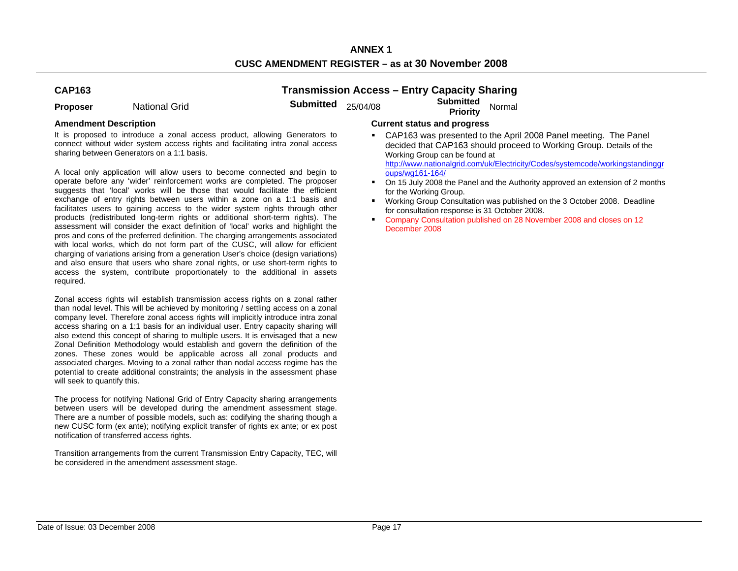**ANNEX 1**

**CUSC AMENDMENT REGISTER – as at 30 November 2008**

## CAP163 — Transmission Access – Entry Capacity Sharing

**Proposer** National Grid **Submitted** 25/04/08 **Submitted Priority** Normal

### Amendment Description

It is proposed to introduce a zonal access product, allowing Generators to connect without wider system access rights and facilitating intra zonal access sharing between Generators on a 1:1 basis.

A local only application will allow users to become connected and begin to operate before any 'wider' reinforcement works are completed. The proposer suggests that 'local' works will be those that would facilitate the efficient exchange of entry rights between users within a zone on a 1:1 basis and facilitates users to gaining access to the wider system rights through other products (redistributed long-term rights or additional short-term rights). The assessment will consider the exact definition of 'local' works and highlight the pros and cons of the preferred definition. The charging arrangements associated with local works, which do not form part of the CUSC, will allow for efficient charging of variations arising from a generation User's choice (design variations) and also ensure that users who share zonal rights, or use short-term rights to access the system, contribute proportionately to the additional in assets required.

Zonal access rights will establish transmission access rights on a zonal rather than nodal level. This will be achieved by monitoring / settling access on a zonal company level. Therefore zonal access rights will implicitly introduce intra zonal access sharing on a 1:1 basis for an individual user. Entry capacity sharing will also extend this concept of sharing to multiple users. It is envisaged that a new Zonal Definition Methodology would establish and govern the definition of the zones. These zones would be applicable across all zonal products and associated charges. Moving to a zonal rather than nodal access regime has the potential to create additional constraints; the analysis in the assessment phase will seek to quantify this.

The process for notifying National Grid of Entry Capacity sharing arrangements between users will be developed during the amendment assessment stage. There are a number of possible models, such as: codifying the sharing though a new CUSC form (ex ante); notifying explicit transfer of rights ex ante; or ex post notification of transferred access rights.

Transition arrangements from the current Transmission Entry Capacity, TEC, will be considered in the amendment assessment stage.

### Current status and progress

- CAP163 was presented to the April 2008 Panel meeting. The Panel decided that CAP163 should proceed to Working Group. Details of the Working Group can be found at http://www.nationalgrid.com/uk/Electricity/Codes/systemcode/workingstandinggroups/wg161-164/
- On 15 July 2008 the Panel and the Authority approved an extension of 2 months for the Working Group.
- Working Group Consultation was published on the 3 October 2008. Deadline for consultation response is 31 October 2008.
- Company Consultation published on 28 November 2008 and closes on 12 December 2008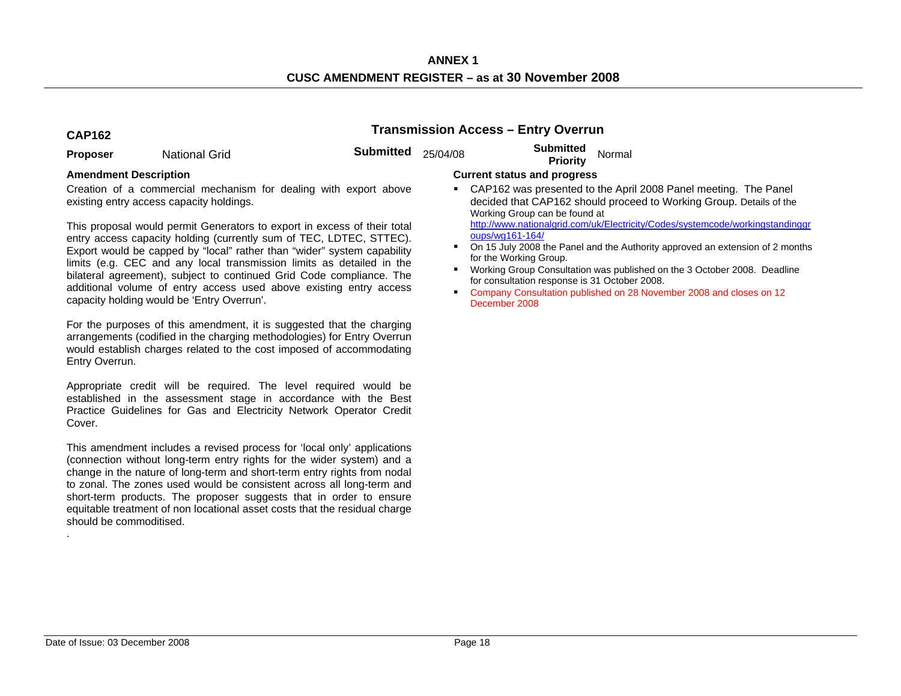**ANNEX 1**

**CUSC AMENDMENT REGISTER – as at 30 November 2008**

## CAP162 — Transmission Access – Entry Overrun

| **Proposer** | National Grid | **Submitted** | 25/04/08 | **Submitted Priority** | Normal |
|---|---|---|---|---|---|

### Amendment Description

Creation of a commercial mechanism for dealing with export above existing entry access capacity holdings.

This proposal would permit Generators to export in excess of their total entry access capacity holding (currently sum of TEC, LDTEC, STTEC). Export would be capped by "local" rather than "wider" system capability limits (e.g. CEC and any local transmission limits as detailed in the bilateral agreement), subject to continued Grid Code compliance. The additional volume of entry access used above existing entry access capacity holding would be 'Entry Overrun'.

For the purposes of this amendment, it is suggested that the charging arrangements (codified in the charging methodologies) for Entry Overrun would establish charges related to the cost imposed of accommodating Entry Overrun.

Appropriate credit will be required. The level required would be established in the assessment stage in accordance with the Best Practice Guidelines for Gas and Electricity Network Operator Credit Cover.

This amendment includes a revised process for 'local only' applications (connection without long-term entry rights for the wider system) and a change in the nature of long-term and short-term entry rights from nodal to zonal. The zones used would be consistent across all long-term and short-term products. The proposer suggests that in order to ensure equitable treatment of non locational asset costs that the residual charge should be commoditised.

.

### Current status and progress

- CAP162 was presented to the April 2008 Panel meeting. The Panel decided that CAP162 should proceed to Working Group. Details of the Working Group can be found at http://www.nationalgrid.com/uk/Electricity/Codes/systemcode/workingstandinggroups/wg161-164/
- On 15 July 2008 the Panel and the Authority approved an extension of 2 months for the Working Group.
- Working Group Consultation was published on the 3 October 2008. Deadline for consultation response is 31 October 2008.
- Company Consultation published on 28 November 2008 and closes on 12 December 2008

Date of Issue: 03 December 2008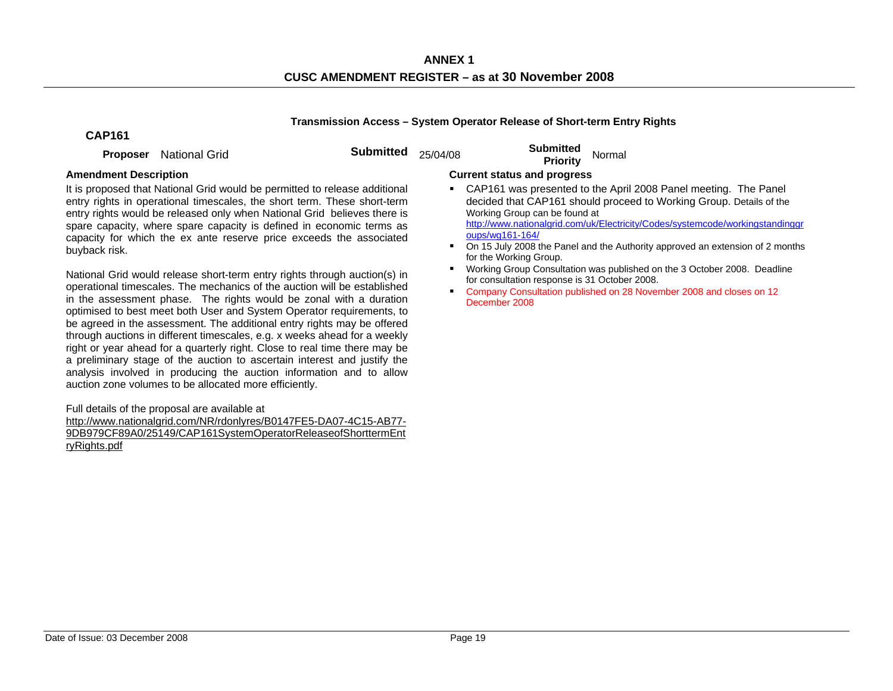**ANNEX 1**

**CUSC AMENDMENT REGISTER – as at 30 November 2008**

**Transmission Access – System Operator Release of Short-term Entry Rights**

## CAP161

**Proposer** National Grid **Submitted** 25/04/08 **Submitted Priority** Normal

**Amendment Description**

It is proposed that National Grid would be permitted to release additional entry rights in operational timescales, the short term. These short-term entry rights would be released only when National Grid believes there is spare capacity, where spare capacity is defined in economic terms as capacity for which the ex ante reserve price exceeds the associated buyback risk.

National Grid would release short-term entry rights through auction(s) in operational timescales. The mechanics of the auction will be established in the assessment phase. The rights would be zonal with a duration optimised to best meet both User and System Operator requirements, to be agreed in the assessment. The additional entry rights may be offered through auctions in different timescales, e.g. x weeks ahead for a weekly right or year ahead for a quarterly right. Close to real time there may be a preliminary stage of the auction to ascertain interest and justify the analysis involved in producing the auction information and to allow auction zone volumes to be allocated more efficiently.

Full details of the proposal are available at http://www.nationalgrid.com/NR/rdonlyres/B0147FE5-DA07-4C15-AB77-9DB979CF89A0/25149/CAP161SystemOperatorReleaseofShorttermEntryRights.pdf

**Current status and progress**

- CAP161 was presented to the April 2008 Panel meeting. The Panel decided that CAP161 should proceed to Working Group. Details of the Working Group can be found at http://www.nationalgrid.com/uk/Electricity/Codes/systemcode/workingstandinggroups/wg161-164/
- On 15 July 2008 the Panel and the Authority approved an extension of 2 months for the Working Group.
- Working Group Consultation was published on the 3 October 2008. Deadline for consultation response is 31 October 2008.
- Company Consultation published on 28 November 2008 and closes on 12 December 2008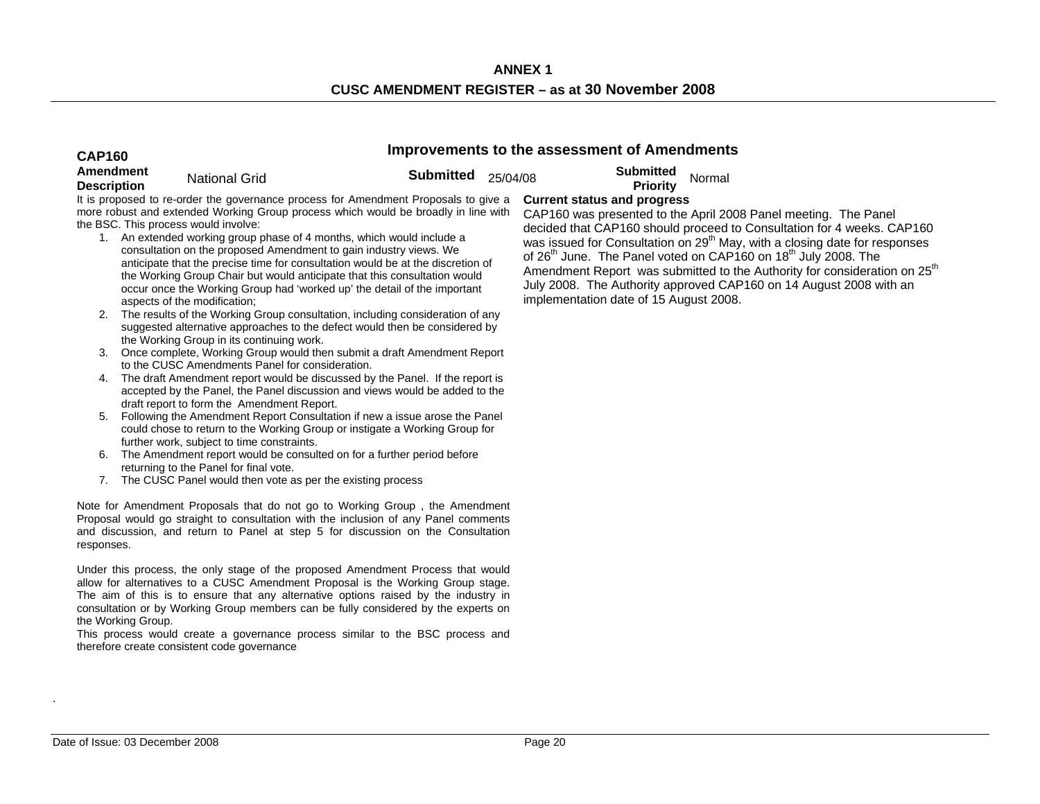**ANNEX 1**

**CUSC AMENDMENT REGISTER – as at 30 November 2008**

## CAP160 — Improvements to the assessment of Amendments

| **Amendment Description** | National Grid | **Submitted** | 25/04/08 | **Submitted Priority** | Normal |
|---|---|---|---|---|---|

It is proposed to re-order the governance process for Amendment Proposals to give a more robust and extended Working Group process which would be broadly in line with the BSC. This process would involve:

1. An extended working group phase of 4 months, which would include a consultation on the proposed Amendment to gain industry views. We anticipate that the precise time for consultation would be at the discretion of the Working Group Chair but would anticipate that this consultation would occur once the Working Group had 'worked up' the detail of the important aspects of the modification;
2. The results of the Working Group consultation, including consideration of any suggested alternative approaches to the defect would then be considered by the Working Group in its continuing work.
3. Once complete, Working Group would then submit a draft Amendment Report to the CUSC Amendments Panel for consideration.
4. The draft Amendment report would be discussed by the Panel. If the report is accepted by the Panel, the Panel discussion and views would be added to the draft report to form the Amendment Report.
5. Following the Amendment Report Consultation if new a issue arose the Panel could chose to return to the Working Group or instigate a Working Group for further work, subject to time constraints.
6. The Amendment report would be consulted on for a further period before returning to the Panel for final vote.
7. The CUSC Panel would then vote as per the existing process

Note for Amendment Proposals that do not go to Working Group , the Amendment Proposal would go straight to consultation with the inclusion of any Panel comments and discussion, and return to Panel at step 5 for discussion on the Consultation responses.

Under this process, the only stage of the proposed Amendment Process that would allow for alternatives to a CUSC Amendment Proposal is the Working Group stage. The aim of this is to ensure that any alternative options raised by the industry in consultation or by Working Group members can be fully considered by the experts on the Working Group.

This process would create a governance process similar to the BSC process and therefore create consistent code governance

**Current status and progress**

CAP160 was presented to the April 2008 Panel meeting. The Panel decided that CAP160 should proceed to Consultation for 4 weeks. CAP160 was issued for Consultation on 29th May, with a closing date for responses of 26th June. The Panel voted on CAP160 on 18th July 2008. The Amendment Report was submitted to the Authority for consideration on 25th July 2008. The Authority approved CAP160 on 14 August 2008 with an implementation date of 15 August 2008.

.

Date of Issue: 03 December 2008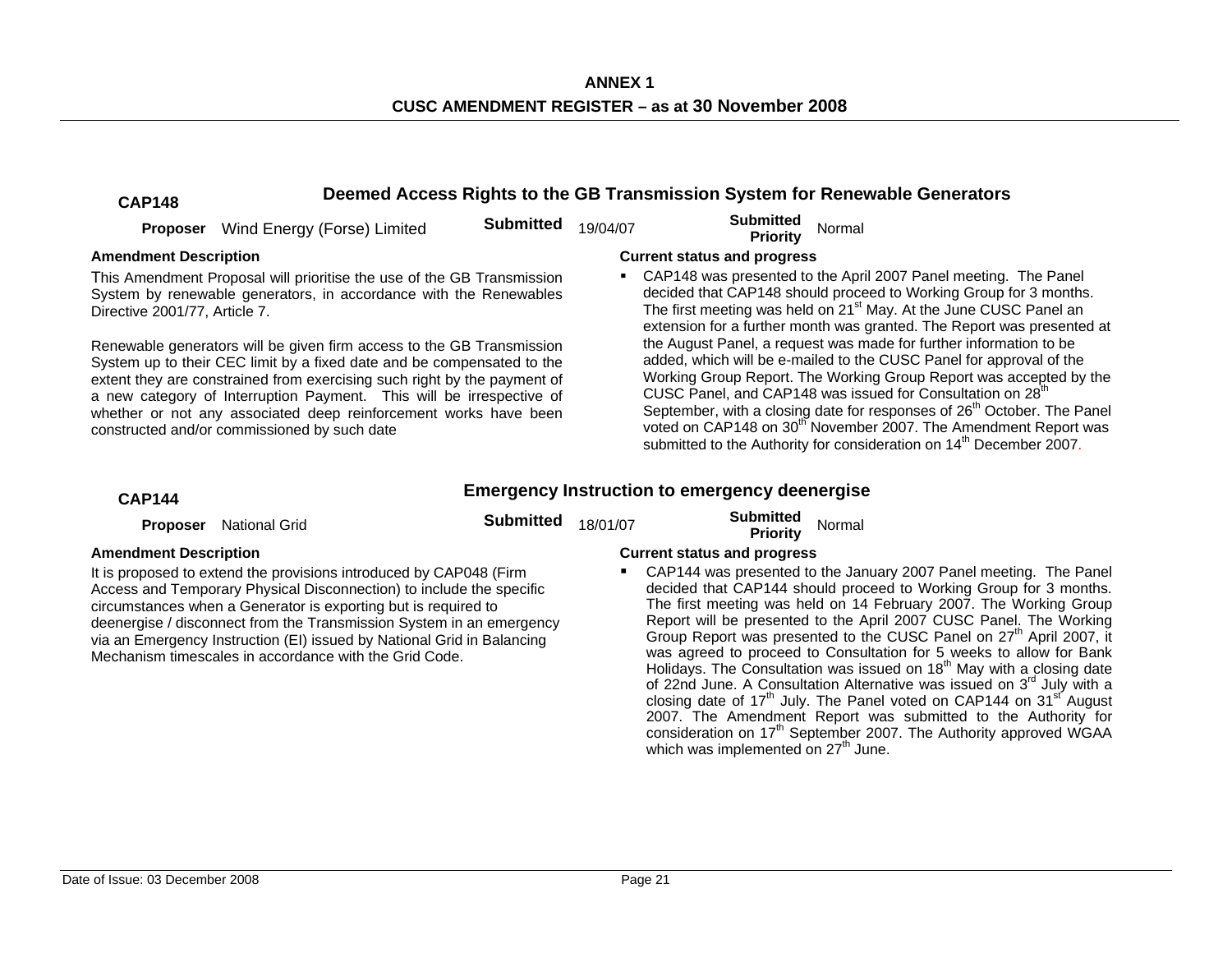**ANNEX 1**

**CUSC AMENDMENT REGISTER – as at 30 November 2008**

## CAP148 — Deemed Access Rights to the GB Transmission System for Renewable Generators

**Proposer** Wind Energy (Forse) Limited | **Submitted** 19/04/07 | **Submitted Priority** Normal

**Amendment Description**

This Amendment Proposal will prioritise the use of the GB Transmission System by renewable generators, in accordance with the Renewables Directive 2001/77, Article 7.

Renewable generators will be given firm access to the GB Transmission System up to their CEC limit by a fixed date and be compensated to the extent they are constrained from exercising such right by the payment of a new category of Interruption Payment. This will be irrespective of whether or not any associated deep reinforcement works have been constructed and/or commissioned by such date

**Current status and progress**

- CAP148 was presented to the April 2007 Panel meeting. The Panel decided that CAP148 should proceed to Working Group for 3 months. The first meeting was held on 21st May. At the June CUSC Panel an extension for a further month was granted. The Report was presented at the August Panel, a request was made for further information to be added, which will be e-mailed to the CUSC Panel for approval of the Working Group Report. The Working Group Report was accepted by the CUSC Panel, and CAP148 was issued for Consultation on 28th September, with a closing date for responses of 26th October. The Panel voted on CAP148 on 30th November 2007. The Amendment Report was submitted to the Authority for consideration on 14th December 2007.

## CAP144 — Emergency Instruction to emergency deenergise

**Proposer** National Grid | **Submitted** 18/01/07 | **Submitted Priority** Normal

**Amendment Description**

It is proposed to extend the provisions introduced by CAP048 (Firm Access and Temporary Physical Disconnection) to include the specific circumstances when a Generator is exporting but is required to deenergise / disconnect from the Transmission System in an emergency via an Emergency Instruction (EI) issued by National Grid in Balancing Mechanism timescales in accordance with the Grid Code.

**Current status and progress**

- CAP144 was presented to the January 2007 Panel meeting. The Panel decided that CAP144 should proceed to Working Group for 3 months. The first meeting was held on 14 February 2007. The Working Group Report will be presented to the April 2007 CUSC Panel. The Working Group Report was presented to the CUSC Panel on 27th April 2007, it was agreed to proceed to Consultation for 5 weeks to allow for Bank Holidays. The Consultation was issued on 18th May with a closing date of 22nd June. A Consultation Alternative was issued on 3rd July with a closing date of 17th July. The Panel voted on CAP144 on 31st August 2007. The Amendment Report was submitted to the Authority for consideration on 17th September 2007. The Authority approved WGAA which was implemented on 27th June.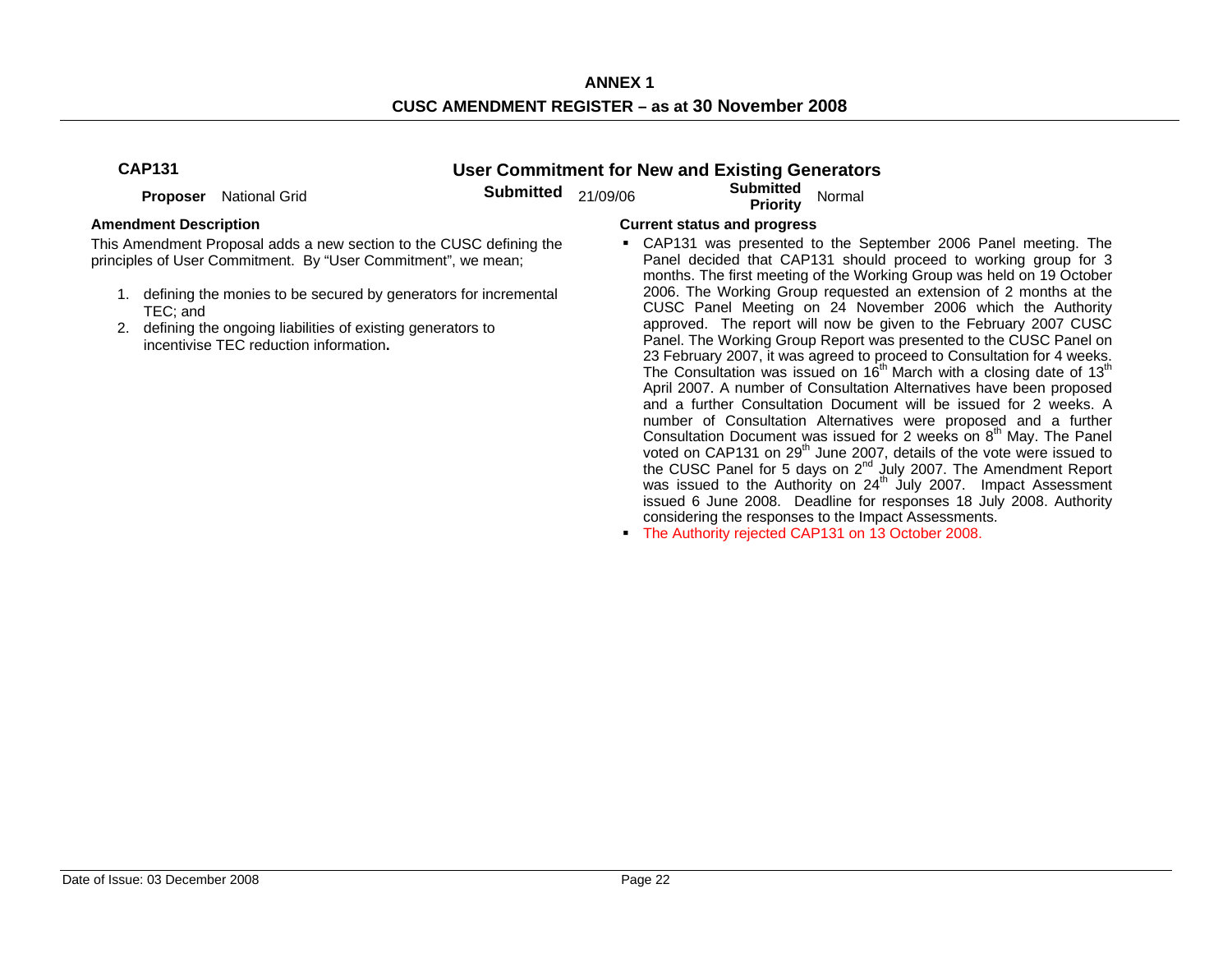**ANNEX 1**

**CUSC AMENDMENT REGISTER – as at 30 November 2008**

## CAP131 — User Commitment for New and Existing Generators

**Proposer** National Grid

**Submitted** 21/09/06

**Submitted Priority** Normal

### Amendment Description

This Amendment Proposal adds a new section to the CUSC defining the principles of User Commitment. By "User Commitment", we mean;

1. defining the monies to be secured by generators for incremental TEC; and
2. defining the ongoing liabilities of existing generators to incentivise TEC reduction information**.**

### Current status and progress

- CAP131 was presented to the September 2006 Panel meeting. The Panel decided that CAP131 should proceed to working group for 3 months. The first meeting of the Working Group was held on 19 October 2006. The Working Group requested an extension of 2 months at the CUSC Panel Meeting on 24 November 2006 which the Authority approved. The report will now be given to the February 2007 CUSC Panel. The Working Group Report was presented to the CUSC Panel on 23 February 2007, it was agreed to proceed to Consultation for 4 weeks. The Consultation was issued on 16th March with a closing date of 13th April 2007. A number of Consultation Alternatives have been proposed and a further Consultation Document will be issued for 2 weeks. A number of Consultation Alternatives were proposed and a further Consultation Document was issued for 2 weeks on 8th May. The Panel voted on CAP131 on 29th June 2007, details of the vote were issued to the CUSC Panel for 5 days on 2nd July 2007. The Amendment Report was issued to the Authority on 24th July 2007. Impact Assessment issued 6 June 2008. Deadline for responses 18 July 2008. Authority considering the responses to the Impact Assessments.
- The Authority rejected CAP131 on 13 October 2008.